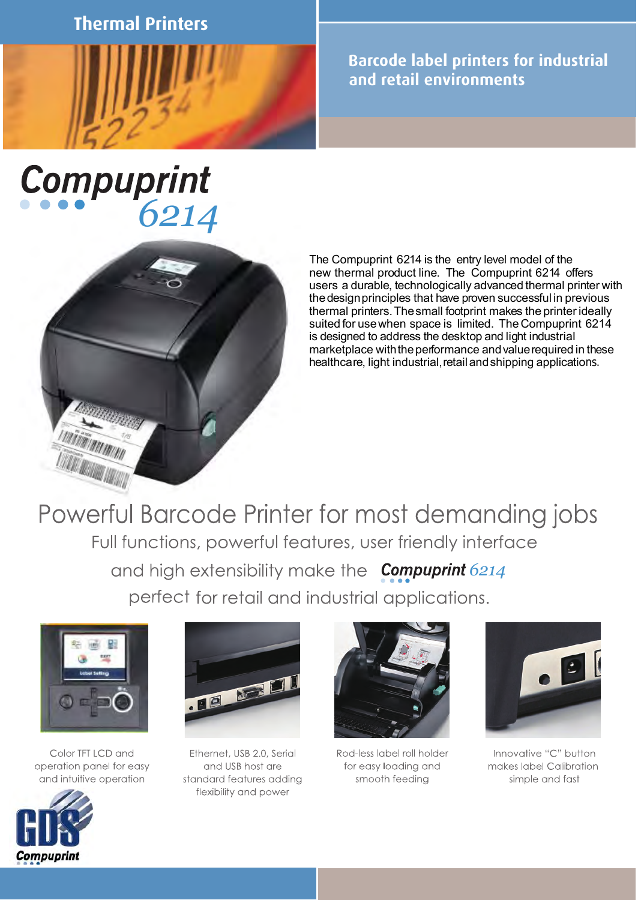# Thermal Printers

## Barcode label printers for industrial and retail environments

# Compuprint 6214

The Compuprint 6214 is the entry level model of the new thermal product line. The Compuprint 6214 offers users a durable, technologically advanced thermal printer with the design principles that have proven successful in previous thermal printers. The small footprint makes the printer ideally suited for use when space is limited. The Compuprint 6214 is designed to address the desktop and light industrial marketplace with the performance and value required in these healthcare, light industrial, retail and shipping applications.

## Powerful Barcode Printer for most demanding jobs

Full functions, powerful features, user friendly interface and high extensibility make the **Compuprint** *6214* perfect for retail and industrial applications.

Color TFT LCD and operation panel for easy and intuitive operation

Ethernet, USB 2.0, Serial and USB host are standard features adding flexibility and power

Rod-less label roll holder for easy loading and smooth feeding

Innovative "C" button makes label Calibration simple and fast

GDS Compuprint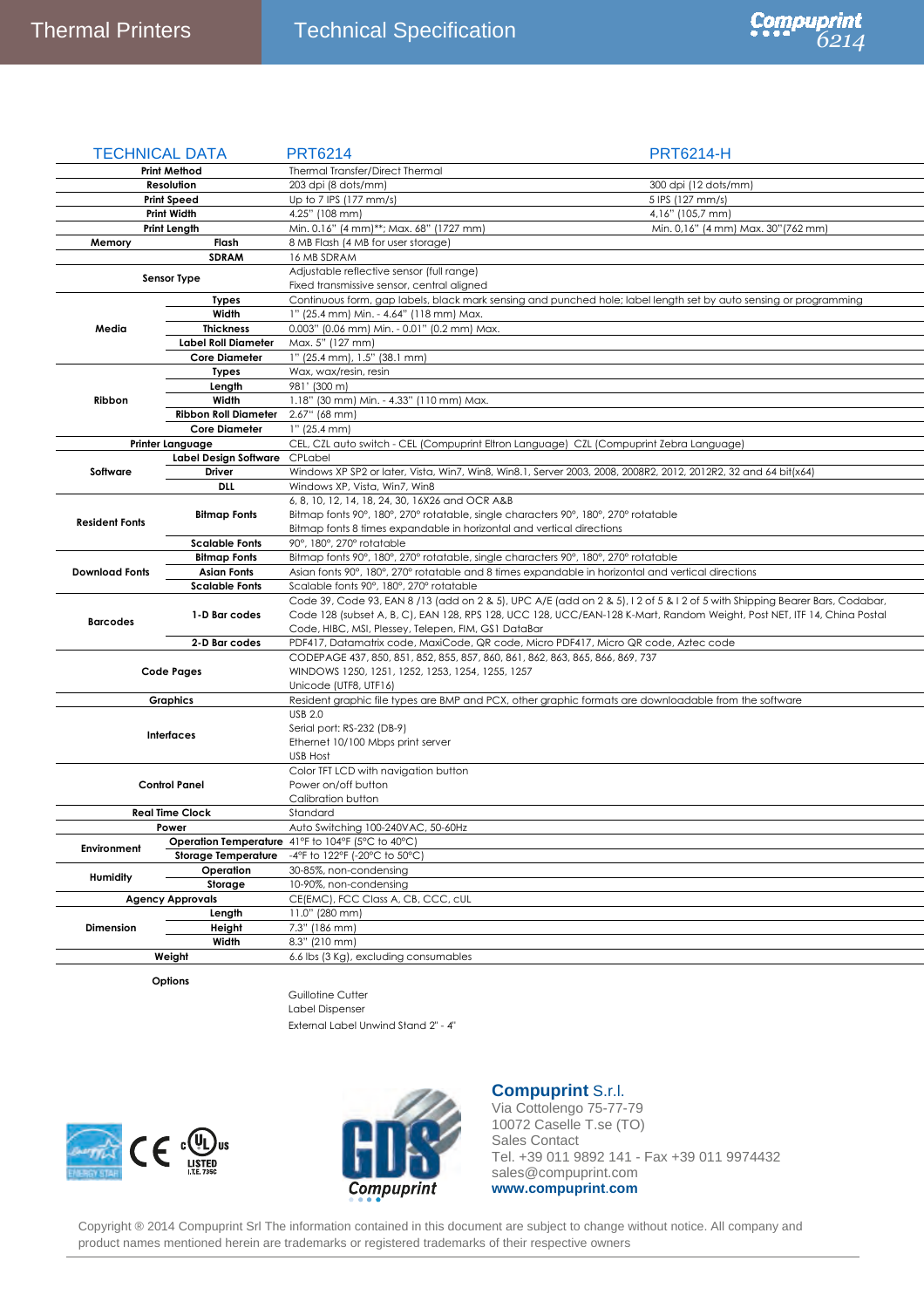| TECHNICAL DATA | | PRT6214 | PRT6214-H |
|---|---|---|---|
| Print Method | | Thermal Transfer/Direct Thermal | |
| Resolution | | 203 dpi (8 dots/mm) | 300 dpi (12 dots/mm) |
| Print Speed | | Up to 7 IPS (177 mm/s) | 5 IPS (127 mm/s) |
| Print Width | | 4.25" (108 mm) | 4,16" (105,7 mm) |
| Print Length | | Min. 0.16" (4 mm)**; Max. 68" (1727 mm) | Min. 0,16" (4 mm) Max. 30"(762 mm) |
| Memory | Flash | 8 MB Flash (4 MB for user storage) | |
| | SDRAM | 16 MB SDRAM | |
| Sensor Type | | Adjustable reflective sensor (full range)<br>Fixed transmissive sensor, central aligned | |
| Media | Types | Continuous form, gap labels, black mark sensing and punched hole; label length set by auto sensing or programming | |
| | Width | 1" (25.4 mm) Min. - 4.64" (118 mm) Max. | |
| | Thickness | 0.003" (0.06 mm) Min. - 0.01" (0.2 mm) Max. | |
| | Label Roll Diameter | Max. 5" (127 mm) | |
| | Core Diameter | 1" (25.4 mm), 1.5" (38.1 mm) | |
| Ribbon | Types | Wax, wax/resin, resin | |
| | Length | 981' (300 m) | |
| | Width | 1.18" (30 mm) Min. - 4.33" (110 mm) Max. | |
| | Ribbon Roll Diameter | 2.67" (68 mm) | |
| | Core Diameter | 1" (25.4 mm) | |
| Printer Language | | CEL, CZL auto switch - CEL (Compuprint Eltron Language) CZL (Compuprint Zebra Language) | |
| Software | Label Design Software | CPLabel | |
| | Driver | Windows XP SP2 or later, Vista, Win7, Win8, Win8.1, Server 2003, 2008, 2008R2, 2012, 2012R2, 32 and 64 bit(x64) | |
| | DLL | Windows XP, Vista, Win7, Win8 | |
| Resident Fonts | Bitmap Fonts | 6, 8, 10, 12, 14, 18, 24, 30, 16X26 and OCR A&B<br>Bitmap fonts 90°, 180°, 270° rotatable, single characters 90°, 180°, 270° rotatable<br>Bitmap fonts 8 times expandable in horizontal and vertical directions | |
| | Scalable Fonts | 90°, 180°, 270° rotatable | |
| Download Fonts | Bitmap Fonts | Bitmap fonts 90°, 180°, 270° rotatable, single characters 90°, 180°, 270° rotatable | |
| | Asian Fonts | Asian fonts 90°, 180°, 270° rotatable and 8 times expandable in horizontal and vertical directions | |
| | Scalable Fonts | Scalable fonts 90°, 180°, 270° rotatable | |
| Barcodes | 1-D Bar codes | Code 39, Code 93, EAN 8 /13 (add on 2 & 5), UPC A/E (add on 2 & 5), I 2 of 5 & I 2 of 5 with Shipping Bearer Bars, Codabar, Code 128 (subset A, B, C), EAN 128, RPS 128, UCC 128, UCC/EAN-128 K-Mart, Random Weight, Post NET, ITF 14, China Postal Code, HIBC, MSI, Plessey, Telepen, FIM, GS1 DataBar | |
| | 2-D Bar codes | PDF417, Datamatrix code, MaxiCode, QR code, Micro PDF417, Micro QR code, Aztec code | |
| Code Pages | | CODEPAGE 437, 850, 851, 852, 855, 857, 860, 861, 862, 863, 865, 866, 869, 737<br>WINDOWS 1250, 1251, 1252, 1253, 1254, 1255, 1257<br>Unicode (UTF8, UTF16) | |
| Graphics | | Resident graphic file types are BMP and PCX, other graphic formats are downloadable from the software | |
| Interfaces | | USB 2.0<br>Serial port: RS-232 (DB-9)<br>Ethernet 10/100 Mbps print server<br>USB Host | |
| Control Panel | | Color TFT LCD with navigation button<br>Power on/off button<br>Calibration button | |
| Real Time Clock | | Standard | |
| Power | | Auto Switching 100-240VAC, 50-60Hz | |
| Environment | Operation Temperature | 41°F to 104°F (5°C to 40°C) | |
| | Storage Temperature | -4°F to 122°F (-20°C to 50°C) | |
| Humidity | Operation | 30-85%, non-condensing | |
| | Storage | 10-90%, non-condensing | |
| Agency Approvals | | CE(EMC), FCC Class A, CB, CCC, cUL | |
| Dimension | Length | 11.0" (280 mm) | |
| | Height | 7.3" (186 mm) | |
| | Width | 8.3" (210 mm) | |
| Weight | | 6.6 lbs (3 Kg), excluding consumables | |

**Options**

Guillotine Cutter
Label Dispenser
External Label Unwind Stand 2" - 4"

**Compuprint** S.r.l.
Via Cottolengo 75-77-79
10072 Caselle T.se (TO)
Sales Contact
Tel. +39 011 9892 141 - Fax +39 011 9974432
sales@compuprint.com
**www.compuprint.com**

Copyright ® 2014 Compuprint Srl The information contained in this document are subject to change without notice. All company and product names mentioned herein are trademarks or registered trademarks of their respective owners